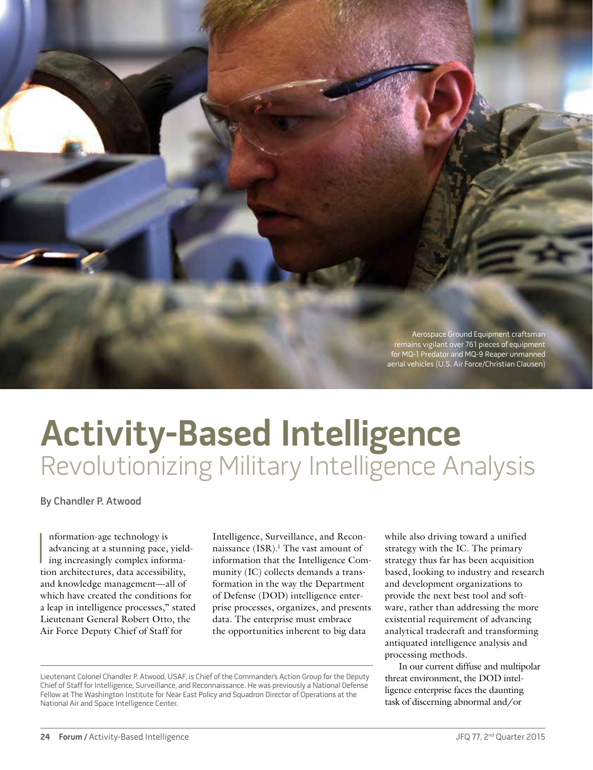Aerospace Ground Equipment craftsman remains vigilant over 761 pieces of equipment for MQ-1 Predator and MQ-9 Reaper unmanned aerial vehicles (U.S. Air Force/Christian Clausen)

# Activity-Based Intelligence

## Revolutionizing Military Intelligence Analysis

By Chandler P. Atwood

"Information-age technology is advancing at a stunning pace, yielding increasingly complex information architectures, data accessibility, and knowledge management—all of which have created the conditions for a leap in intelligence processes," stated Lieutenant General Robert Otto, the Air Force Deputy Chief of Staff for Intelligence, Surveillance, and Reconnaissance (ISR).[1] The vast amount of information that the Intelligence Community (IC) collects demands a transformation in the way the Department of Defense (DOD) intelligence enterprise processes, organizes, and presents data. The enterprise must embrace the opportunities inherent to big data while also driving toward a unified strategy with the IC. The primary strategy thus far has been acquisition based, looking to industry and research and development organizations to provide the next best tool and software, rather than addressing the more existential requirement of advancing analytical tradecraft and transforming antiquated intelligence analysis and processing methods.

In our current diffuse and multipolar threat environment, the DOD intelligence enterprise faces the daunting task of discerning abnormal and/or

Lieutenant Colonel Chandler P. Atwood, USAF, is Chief of the Commander's Action Group for the Deputy Chief of Staff for Intelligence, Surveillance, and Reconnaissance. He was previously a National Defense Fellow at The Washington Institute for Near East Policy and Squadron Director of Operations at the National Air and Space Intelligence Center.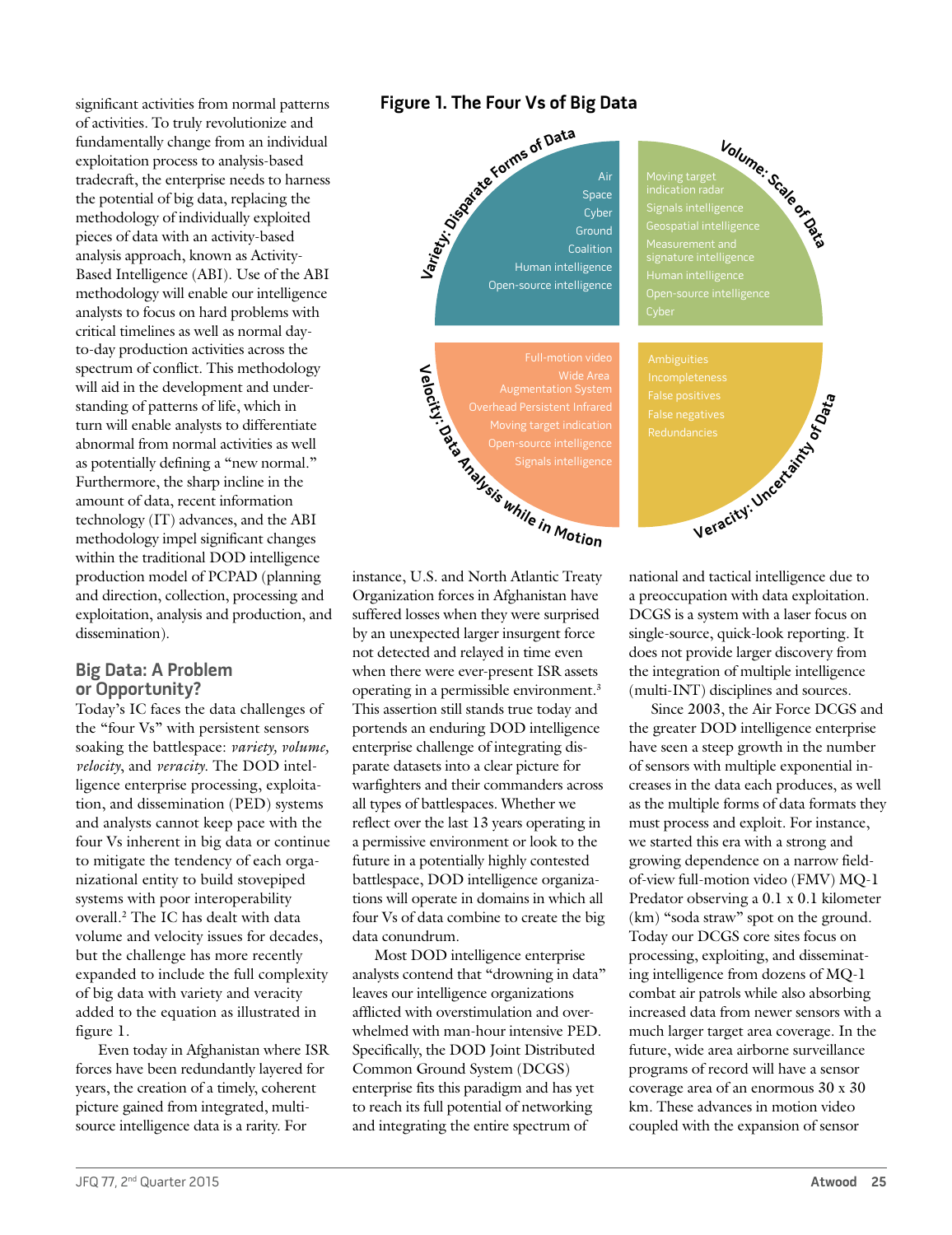significant activities from normal patterns of activities. To truly revolutionize and fundamentally change from an individual exploitation process to analysis-based tradecraft, the enterprise needs to harness the potential of big data, replacing the methodology of individually exploited pieces of data with an activity-based analysis approach, known as Activity-Based Intelligence (ABI). Use of the ABI methodology will enable our intelligence analysts to focus on hard problems with critical timelines as well as normal day-to-day production activities across the spectrum of conflict. This methodology will aid in the development and understanding of patterns of life, which in turn will enable analysts to differentiate abnormal from normal activities as well as potentially defining a "new normal." Furthermore, the sharp incline in the amount of data, recent information technology (IT) advances, and the ABI methodology impel significant changes within the traditional DOD intelligence production model of PCPAD (planning and direction, collection, processing and exploitation, analysis and production, and dissemination).

## Big Data: A Problem or Opportunity?

Today's IC faces the data challenges of the "four Vs" with persistent sensors soaking the battlespace: *variety, volume, velocity*, and *veracity*. The DOD intelligence enterprise processing, exploitation, and dissemination (PED) systems and analysts cannot keep pace with the four Vs inherent in big data or continue to mitigate the tendency of each organizational entity to build stovepiped systems with poor interoperability overall.[2] The IC has dealt with data volume and velocity issues for decades, but the challenge has more recently expanded to include the full complexity of big data with variety and veracity added to the equation as illustrated in figure 1.

Even today in Afghanistan where ISR forces have been redundantly layered for years, the creation of a timely, coherent picture gained from integrated, multi-source intelligence data is a rarity. For instance, U.S. and North Atlantic Treaty Organization forces in Afghanistan have suffered losses when they were surprised by an unexpected larger insurgent force not detected and relayed in time even when there were ever-present ISR assets operating in a permissible environment.[3] This assertion still stands true today and portends an enduring DOD intelligence enterprise challenge of integrating disparate datasets into a clear picture for warfighters and their commanders across all types of battlespaces. Whether we reflect over the last 13 years operating in a permissive environment or look to the future in a potentially highly contested battlespace, DOD intelligence organizations will operate in domains in which all four Vs of data combine to create the big data conundrum.

**Figure 1. The Four Vs of Big Data**

| Variety: Disparate Forms of Data | Volume: Scale of Data |
| --- | --- |
| Air<br>Space<br>Cyber<br>Ground<br>Coalition<br>Human intelligence<br>Open-source intelligence | Moving target indication radar<br>Signals intelligence<br>Geospatial intelligence<br>Measurement and signature intelligence<br>Human intelligence<br>Open-source intelligence<br>Cyber |
| **Velocity: Data Analysis while in Motion** | **Veracity: Uncertainty of Data** |
| Full-motion video<br>Wide Area Augmentation System<br>Overhead Persistent Infrared<br>Moving target indication<br>Open-source intelligence<br>Signals intelligence | Ambiguities<br>Incompleteness<br>False positives<br>False negatives<br>Redundancies |

Most DOD intelligence enterprise analysts contend that "drowning in data" leaves our intelligence organizations afflicted with overstimulation and overwhelmed with man-hour intensive PED. Specifically, the DOD Joint Distributed Common Ground System (DCGS) enterprise fits this paradigm and has yet to reach its full potential of networking and integrating the entire spectrum of national and tactical intelligence due to a preoccupation with data exploitation. DCGS is a system with a laser focus on single-source, quick-look reporting. It does not provide larger discovery from the integration of multiple intelligence (multi-INT) disciplines and sources.

Since 2003, the Air Force DCGS and the greater DOD intelligence enterprise have seen a steep growth in the number of sensors with multiple exponential increases in the data each produces, as well as the multiple forms of data formats they must process and exploit. For instance, we started this era with a strong and growing dependence on a narrow field-of-view full-motion video (FMV) MQ-1 Predator observing a 0.1 x 0.1 kilometer (km) "soda straw" spot on the ground. Today our DCGS core sites focus on processing, exploiting, and disseminating intelligence from dozens of MQ-1 combat air patrols while also absorbing increased data from newer sensors with a much larger target area coverage. In the future, wide area airborne surveillance programs of record will have a sensor coverage area of an enormous 30 x 30 km. These advances in motion video coupled with the expansion of sensor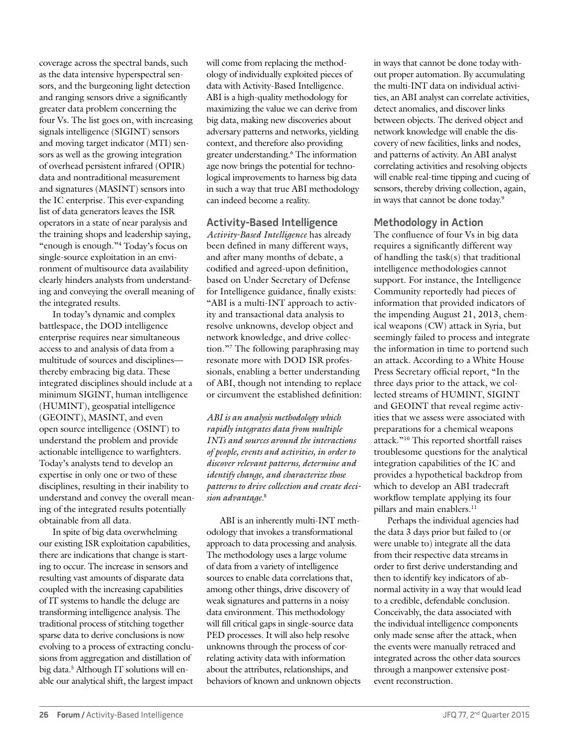coverage across the spectral bands, such as the data intensive hyperspectral sensors, and the burgeoning light detection and ranging sensors drive a significantly greater data problem concerning the four Vs. The list goes on, with increasing signals intelligence (SIGINT) sensors and moving target indicator (MTI) sensors as well as the growing integration of overhead persistent infrared (OPIR) data and nontraditional measurement and signatures (MASINT) sensors into the IC enterprise. This ever-expanding list of data generators leaves the ISR operators in a state of near paralysis and the training shops and leadership saying, "enough is enough."[4] Today's focus on single-source exploitation in an environment of multisource data availability clearly hinders analysts from understanding and conveying the overall meaning of the integrated results.

In today's dynamic and complex battlespace, the DOD intelligence enterprise requires near simultaneous access to and analysis of data from a multitude of sources and disciplines—thereby embracing big data. These integrated disciplines should include at a minimum SIGINT, human intelligence (HUMINT), geospatial intelligence (GEOINT), MASINT, and even open source intelligence (OSINT) to understand the problem and provide actionable intelligence to warfighters. Today's analysts tend to develop an expertise in only one or two of these disciplines, resulting in their inability to understand and convey the overall meaning of the integrated results potentially obtainable from all data.

In spite of big data overwhelming our existing ISR exploitation capabilities, there are indications that change is starting to occur. The increase in sensors and resulting vast amounts of disparate data coupled with the increasing capabilities of IT systems to handle the deluge are transforming intelligence analysis. The traditional process of stitching together sparse data to derive conclusions is now evolving to a process of extracting conclusions from aggregation and distillation of big data.[5] Although IT solutions will enable our analytical shift, the largest impact will come from replacing the methodology of individually exploited pieces of data with Activity-Based Intelligence. ABI is a high-quality methodology for maximizing the value we can derive from big data, making new discoveries about adversary patterns and networks, yielding context, and therefore also providing greater understanding.[6] The information age now brings the potential for technological improvements to harness big data in such a way that true ABI methodology can indeed become a reality.

## Activity-Based Intelligence

*Activity-Based Intelligence* has already been defined in many different ways, and after many months of debate, a codified and agreed-upon definition, based on Under Secretary of Defense for Intelligence guidance, finally exists: "ABI is a multi-INT approach to activity and transactional data analysis to resolve unknowns, develop object and network knowledge, and drive collection."[7] The following paraphrasing may resonate more with DOD ISR professionals, enabling a better understanding of ABI, though not intending to replace or circumvent the established definition:

*ABI is an analysis methodology which rapidly integrates data from multiple INTs and sources around the interactions of people, events and activities, in order to discover relevant patterns, determine and identify change, and characterize those patterns to drive collection and create decision advantage.*[8]

ABI is an inherently multi-INT methodology that invokes a transformational approach to data processing and analysis. The methodology uses a large volume of data from a variety of intelligence sources to enable data correlations that, among other things, drive discovery of weak signatures and patterns in a noisy data environment. This methodology will fill critical gaps in single-source data PED processes. It will also help resolve unknowns through the process of correlating activity data with information about the attributes, relationships, and behaviors of known and unknown objects in ways that cannot be done today without proper automation. By accumulating the multi-INT data on individual activities, an ABI analyst can correlate activities, detect anomalies, and discover links between objects. The derived object and network knowledge will enable the discovery of new facilities, links and nodes, and patterns of activity. An ABI analyst correlating activities and resolving objects will enable real-time tipping and cueing of sensors, thereby driving collection, again, in ways that cannot be done today.[9]

## Methodology in Action

The confluence of four Vs in big data requires a significantly different way of handling the task(s) that traditional intelligence methodologies cannot support. For instance, the Intelligence Community reportedly had pieces of information that provided indicators of the impending August 21, 2013, chemical weapons (CW) attack in Syria, but seemingly failed to process and integrate the information in time to portend such an attack. According to a White House Press Secretary official report, "In the three days prior to the attack, we collected streams of HUMINT, SIGINT and GEOINT that reveal regime activities that we assess were associated with preparations for a chemical weapons attack."[10] This reported shortfall raises troublesome questions for the analytical integration capabilities of the IC and provides a hypothetical backdrop from which to develop an ABI tradecraft workflow template applying its four pillars and main enablers.[11]

Perhaps the individual agencies had the data 3 days prior but failed to (or were unable to) integrate all the data from their respective data streams in order to first derive understanding and then to identify key indicators of abnormal activity in a way that would lead to a credible, defendable conclusion. Conceivably, the data associated with the individual intelligence components only made sense after the attack, when the events were manually retraced and integrated across the other data sources through a manpower extensive post-event reconstruction.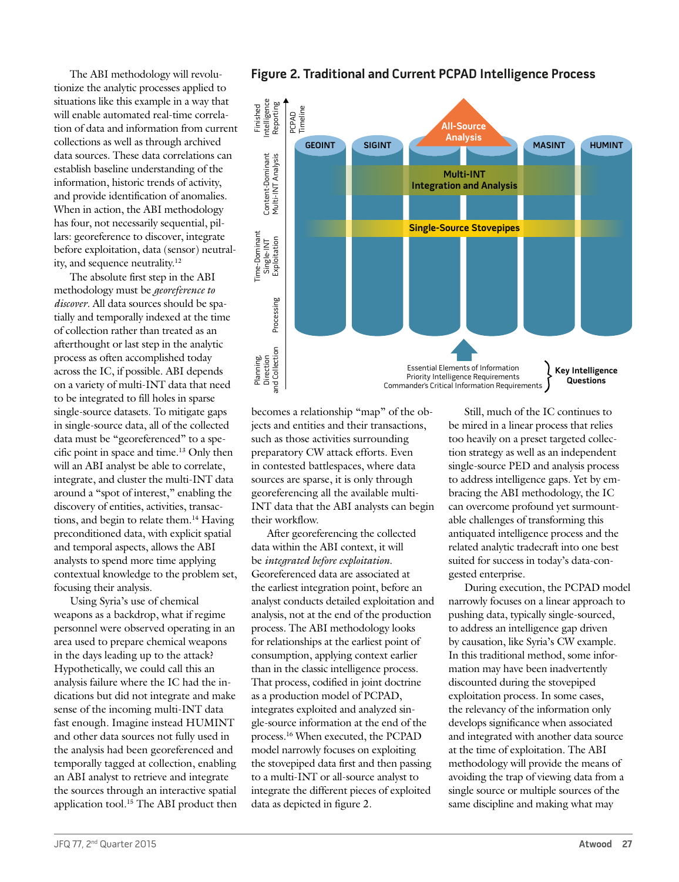The ABI methodology will revolutionize the analytic processes applied to situations like this example in a way that will enable automated real-time correlation of data and information from current collections as well as through archived data sources. These data correlations can establish baseline understanding of the information, historic trends of activity, and provide identification of anomalies. When in action, the ABI methodology has four, not necessarily sequential, pillars: georeference to discover, integrate before exploitation, data (sensor) neutrality, and sequence neutrality.[12]

The absolute first step in the ABI methodology must be *georeference to discover*. All data sources should be spatially and temporally indexed at the time of collection rather than treated as an afterthought or last step in the analytic process as often accomplished today across the IC, if possible. ABI depends on a variety of multi-INT data that need to be integrated to fill holes in sparse single-source datasets. To mitigate gaps in single-source data, all of the collected data must be "georeferenced" to a specific point in space and time.[13] Only then will an ABI analyst be able to correlate, integrate, and cluster the multi-INT data around a "spot of interest," enabling the discovery of entities, activities, transactions, and begin to relate them.[14] Having preconditioned data, with explicit spatial and temporal aspects, allows the ABI analysts to spend more time applying contextual knowledge to the problem set, focusing their analysis.

Using Syria's use of chemical weapons as a backdrop, what if regime personnel were observed operating in an area used to prepare chemical weapons in the days leading up to the attack? Hypothetically, we could call this an analysis failure where the IC had the indications but did not integrate and make sense of the incoming multi-INT data fast enough. Imagine instead HUMINT and other data sources not fully used in the analysis had been georeferenced and temporally tagged at collection, enabling an ABI analyst to retrieve and integrate the sources through an interactive spatial application tool.[15] The ABI product then becomes a relationship "map" of the objects and entities and their transactions, such as those activities surrounding preparatory CW attack efforts. Even in contested battlespaces, where data sources are sparse, it is only through georeferencing all the available multi-INT data that the ABI analysts can begin their workflow.

**Figure 2. Traditional and Current PCPAD Intelligence Process**

After georeferencing the collected data within the ABI context, it will be *integrated before exploitation*. Georeferenced data are associated at the earliest integration point, before an analyst conducts detailed exploitation and analysis, not at the end of the production process. The ABI methodology looks for relationships at the earliest point of consumption, applying context earlier than in the classic intelligence process. That process, codified in joint doctrine as a production model of PCPAD, integrates exploited and analyzed single-source information at the end of the process.[16] When executed, the PCPAD model narrowly focuses on exploiting the stovepiped data first and then passing to a multi-INT or all-source analyst to integrate the different pieces of exploited data as depicted in figure 2.

Still, much of the IC continues to be mired in a linear process that relies too heavily on a preset targeted collection strategy as well as an independent single-source PED and analysis process to address intelligence gaps. Yet by embracing the ABI methodology, the IC can overcome profound yet surmountable challenges of transforming this antiquated intelligence process and the related analytic tradecraft into one best suited for success in today's data-congested enterprise.

During execution, the PCPAD model narrowly focuses on a linear approach to pushing data, typically single-sourced, to address an intelligence gap driven by causation, like Syria's CW example. In this traditional method, some information may have been inadvertently discounted during the stovepiped exploitation process. In some cases, the relevancy of the information only develops significance when associated and integrated with another data source at the time of exploitation. The ABI methodology will provide the means of avoiding the trap of viewing data from a single source or multiple sources of the same discipline and making what may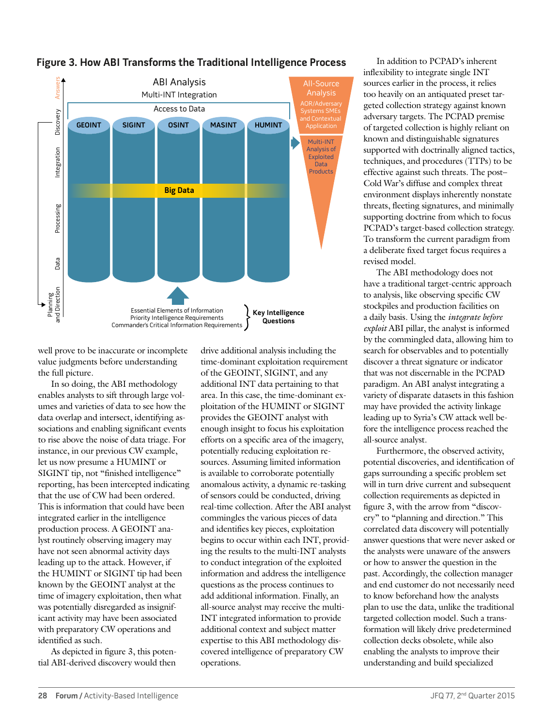**Figure 3. How ABI Transforms the Traditional Intelligence Process**

ABI Analysis
Multi-INT Integration
Access to Data

GEOINT | SIGINT | OSINT | MASINT | HUMINT

Big Data

All-Source Analysis
AOR/Adversary Systems SMEs and Contextual Application

Multi-INT Analysis of Exploited Data Products

Answers, Discovery, Integration, Processing, Data, Planning and Direction

Essential Elements of Information
Priority Intelligence Requirements
Commander's Critical Information Requirements
} Key Intelligence Questions

well prove to be inaccurate or incomplete value judgments before understanding the full picture.

In so doing, the ABI methodology enables analysts to sift through large volumes and varieties of data to see how the data overlap and intersect, identifying associations and enabling significant events to rise above the noise of data triage. For instance, in our previous CW example, let us now presume a HUMINT or SIGINT tip, not "finished intelligence" reporting, has been intercepted indicating that the use of CW had been ordered. This is information that could have been integrated earlier in the intelligence production process. A GEOINT analyst routinely observing imagery may have not seen abnormal activity days leading up to the attack. However, if the HUMINT or SIGINT tip had been known by the GEOINT analyst at the time of imagery exploitation, then what was potentially disregarded as insignificant activity may have been associated with preparatory CW operations and identified as such.

As depicted in figure 3, this potential ABI-derived discovery would then drive additional analysis including the time-dominant exploitation requirement of the GEOINT, SIGINT, and any additional INT data pertaining to that area. In this case, the time-dominant exploitation of the HUMINT or SIGINT provides the GEOINT analyst with enough insight to focus his exploitation efforts on a specific area of the imagery, potentially reducing exploitation resources. Assuming limited information is available to corroborate potentially anomalous activity, a dynamic re-tasking of sensors could be conducted, driving real-time collection. After the ABI analyst commingles the various pieces of data and identifies key pieces, exploitation begins to occur within each INT, providing the results to the multi-INT analysts to conduct integration of the exploited information and address the intelligence questions as the process continues to add additional information. Finally, an all-source analyst may receive the multi-INT integrated information to provide additional context and subject matter expertise to this ABI methodology discovered intelligence of preparatory CW operations.

In addition to PCPAD's inherent inflexibility to integrate single INT sources earlier in the process, it relies too heavily on an antiquated preset targeted collection strategy against known adversary targets. The PCPAD premise of targeted collection is highly reliant on known and distinguishable signatures supported with doctrinally aligned tactics, techniques, and procedures (TTPs) to be effective against such threats. The post–Cold War's diffuse and complex threat environment displays inherently nonstate threats, fleeting signatures, and minimally supporting doctrine from which to focus PCPAD's target-based collection strategy. To transform the current paradigm from a deliberate fixed target focus requires a revised model.

The ABI methodology does not have a traditional target-centric approach to analysis, like observing specific CW stockpiles and production facilities on a daily basis. Using the *integrate before exploit* ABI pillar, the analyst is informed by the commingled data, allowing him to search for observables and to potentially discover a threat signature or indicator that was not discernable in the PCPAD paradigm. An ABI analyst integrating a variety of disparate datasets in this fashion may have provided the activity linkage leading up to Syria's CW attack well before the intelligence process reached the all-source analyst.

Furthermore, the observed activity, potential discoveries, and identification of gaps surrounding a specific problem set will in turn drive current and subsequent collection requirements as depicted in figure 3, with the arrow from "discovery" to "planning and direction." This correlated data discovery will potentially answer questions that were never asked or the analysts were unaware of the answers or how to answer the question in the past. Accordingly, the collection manager and end customer do not necessarily need to know beforehand how the analysts plan to use the data, unlike the traditional targeted collection model. Such a transformation will likely drive predetermined collection decks obsolete, while also enabling the analysts to improve their understanding and build specialized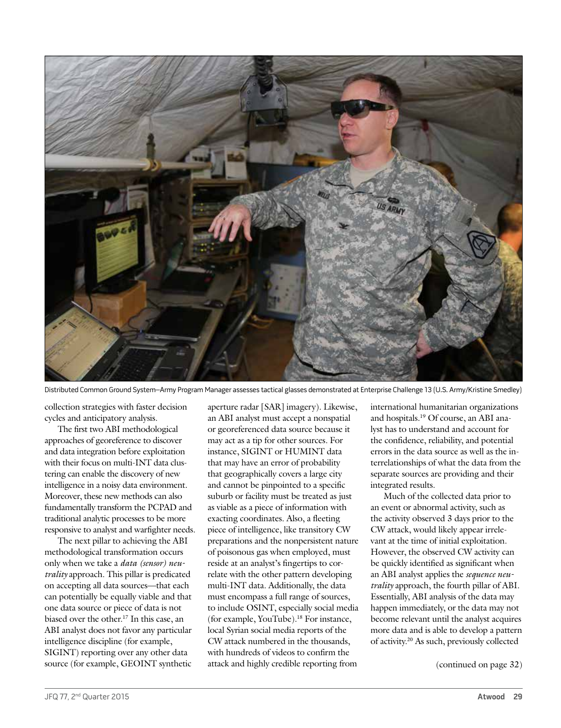Distributed Common Ground System–Army Program Manager assesses tactical glasses demonstrated at Enterprise Challenge 13 (U.S. Army/Kristine Smedley)

collection strategies with faster decision cycles and anticipatory analysis.

The first two ABI methodological approaches of georeference to discover and data integration before exploitation with their focus on multi-INT data clustering can enable the discovery of new intelligence in a noisy data environment. Moreover, these new methods can also fundamentally transform the PCPAD and traditional analytic processes to be more responsive to analyst and warfighter needs.

The next pillar to achieving the ABI methodological transformation occurs only when we take a *data (sensor) neutrality* approach. This pillar is predicated on accepting all data sources—that each can potentially be equally viable and that one data source or piece of data is not biased over the other.[17] In this case, an ABI analyst does not favor any particular intelligence discipline (for example, SIGINT) reporting over any other data source (for example, GEOINT synthetic aperture radar [SAR] imagery). Likewise, an ABI analyst must accept a nonspatial or georeferenced data source because it may act as a tip for other sources. For instance, SIGINT or HUMINT data that may have an error of probability that geographically covers a large city and cannot be pinpointed to a specific suburb or facility must be treated as just as viable as a piece of information with exacting coordinates. Also, a fleeting piece of intelligence, like transitory CW preparations and the nonpersistent nature of poisonous gas when employed, must reside at an analyst's fingertips to correlate with the other pattern developing multi-INT data. Additionally, the data must encompass a full range of sources, to include OSINT, especially social media (for example, YouTube).[18] For instance, local Syrian social media reports of the CW attack numbered in the thousands, with hundreds of videos to confirm the attack and highly credible reporting from international humanitarian organizations and hospitals.[19] Of course, an ABI analyst has to understand and account for the confidence, reliability, and potential errors in the data source as well as the interrelationships of what the data from the separate sources are providing and their integrated results.

Much of the collected data prior to an event or abnormal activity, such as the activity observed 3 days prior to the CW attack, would likely appear irrelevant at the time of initial exploitation. However, the observed CW activity can be quickly identified as significant when an ABI analyst applies the *sequence neutrality* approach, the fourth pillar of ABI. Essentially, ABI analysis of the data may happen immediately, or the data may not become relevant until the analyst acquires more data and is able to develop a pattern of activity.[20] As such, previously collected

(continued on page 32)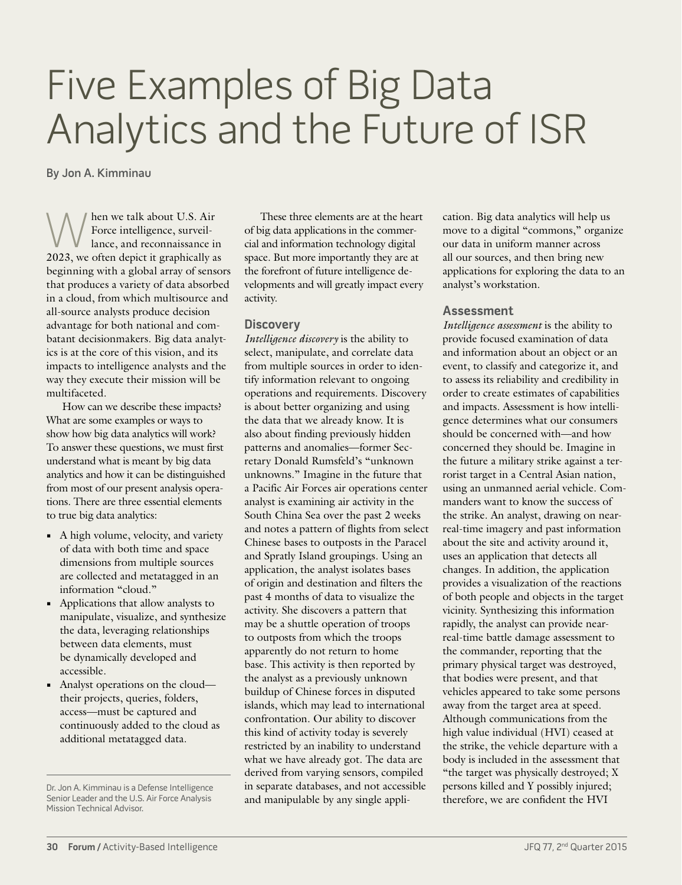# Five Examples of Big Data Analytics and the Future of ISR

By Jon A. Kimminau

When we talk about U.S. Air Force intelligence, surveillance, and reconnaissance in 2023, we often depict it graphically as beginning with a global array of sensors that produces a variety of data absorbed in a cloud, from which multisource and all-source analysts produce decision advantage for both national and combatant decisionmakers. Big data analytics is at the core of this vision, and its impacts to intelligence analysts and the way they execute their mission will be multifaceted.

How can we describe these impacts? What are some examples or ways to show how big data analytics will work? To answer these questions, we must first understand what is meant by big data analytics and how it can be distinguished from most of our present analysis operations. There are three essential elements to true big data analytics:

- A high volume, velocity, and variety of data with both time and space dimensions from multiple sources are collected and metatagged in an information "cloud."
- Applications that allow analysts to manipulate, visualize, and synthesize the data, leveraging relationships between data elements, must be dynamically developed and accessible.
- Analyst operations on the cloud—their projects, queries, folders, access—must be captured and continuously added to the cloud as additional metatagged data.

These three elements are at the heart of big data applications in the commercial and information technology digital space. But more importantly they are at the forefront of future intelligence developments and will greatly impact every activity.

## Discovery

*Intelligence discovery* is the ability to select, manipulate, and correlate data from multiple sources in order to identify information relevant to ongoing operations and requirements. Discovery is about better organizing and using the data that we already know. It is also about finding previously hidden patterns and anomalies—former Secretary Donald Rumsfeld's "unknown unknowns." Imagine in the future that a Pacific Air Forces air operations center analyst is examining air activity in the South China Sea over the past 2 weeks and notes a pattern of flights from select Chinese bases to outposts in the Paracel and Spratly Island groupings. Using an application, the analyst isolates bases of origin and destination and filters the past 4 months of data to visualize the activity. She discovers a pattern that may be a shuttle operation of troops to outposts from which the troops apparently do not return to home base. This activity is then reported by the analyst as a previously unknown buildup of Chinese forces in disputed islands, which may lead to international confrontation. Our ability to discover this kind of activity today is severely restricted by an inability to understand what we have already got. The data are derived from varying sensors, compiled in separate databases, and not accessible and manipulable by any single application. Big data analytics will help us move to a digital "commons," organize our data in uniform manner across all our sources, and then bring new applications for exploring the data to an analyst's workstation.

## Assessment

*Intelligence assessment* is the ability to provide focused examination of data and information about an object or an event, to classify and categorize it, and to assess its reliability and credibility in order to create estimates of capabilities and impacts. Assessment is how intelligence determines what our consumers should be concerned with—and how concerned they should be. Imagine in the future a military strike against a terrorist target in a Central Asian nation, using an unmanned aerial vehicle. Commanders want to know the success of the strike. An analyst, drawing on near-real-time imagery and past information about the site and activity around it, uses an application that detects all changes. In addition, the application provides a visualization of the reactions of both people and objects in the target vicinity. Synthesizing this information rapidly, the analyst can provide near-real-time battle damage assessment to the commander, reporting that the primary physical target was destroyed, that bodies were present, and that vehicles appeared to take some persons away from the target area at speed. Although communications from the high value individual (HVI) ceased at the strike, the vehicle departure with a body is included in the assessment that "the target was physically destroyed; X persons killed and Y possibly injured; therefore, we are confident the HVI

Dr. Jon A. Kimminau is a Defense Intelligence Senior Leader and the U.S. Air Force Analysis Mission Technical Advisor.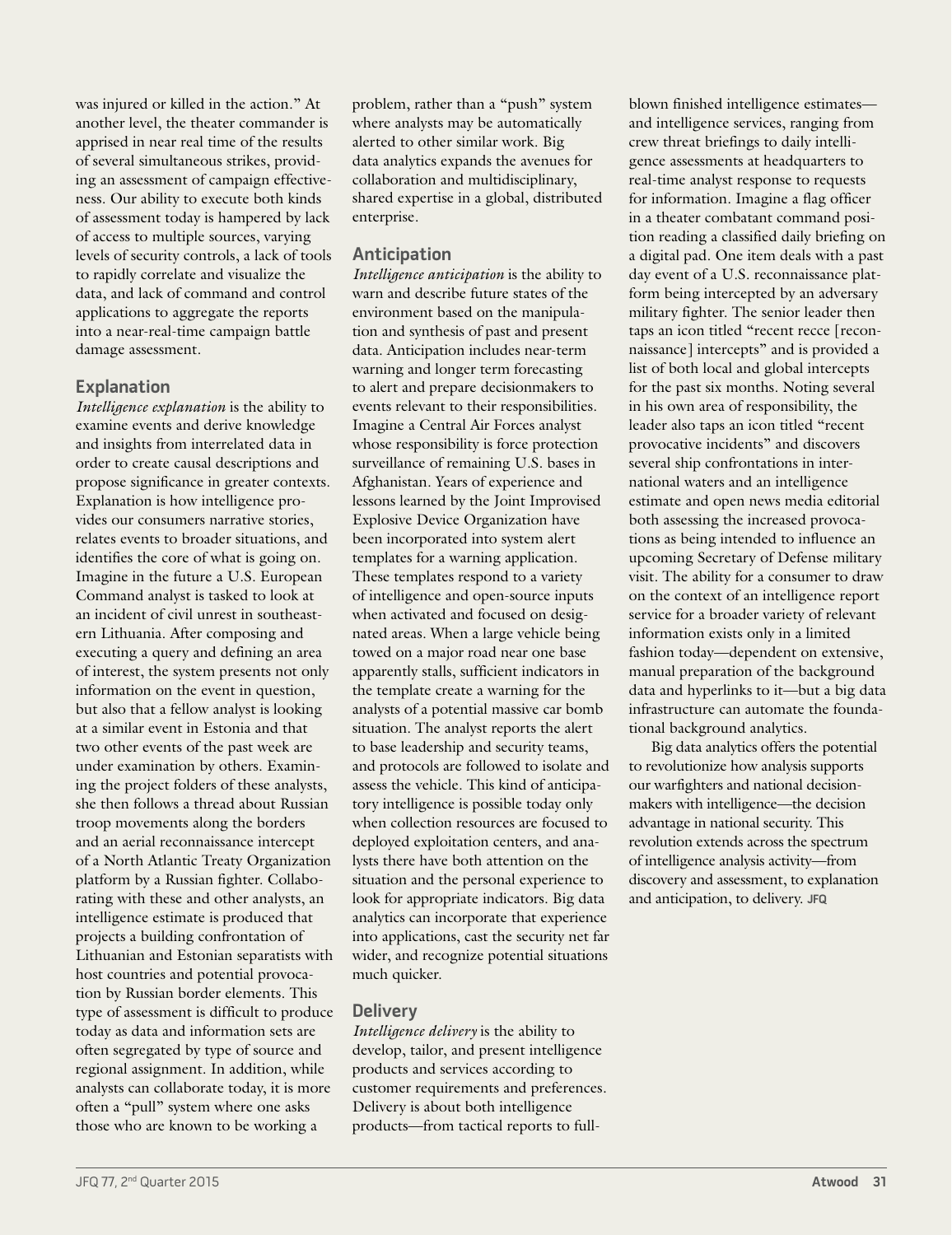was injured or killed in the action." At another level, the theater commander is apprised in near real time of the results of several simultaneous strikes, providing an assessment of campaign effectiveness. Our ability to execute both kinds of assessment today is hampered by lack of access to multiple sources, varying levels of security controls, a lack of tools to rapidly correlate and visualize the data, and lack of command and control applications to aggregate the reports into a near-real-time campaign battle damage assessment.

### Explanation

*Intelligence explanation* is the ability to examine events and derive knowledge and insights from interrelated data in order to create causal descriptions and propose significance in greater contexts. Explanation is how intelligence provides our consumers narrative stories, relates events to broader situations, and identifies the core of what is going on. Imagine in the future a U.S. European Command analyst is tasked to look at an incident of civil unrest in southeastern Lithuania. After composing and executing a query and defining an area of interest, the system presents not only information on the event in question, but also that a fellow analyst is looking at a similar event in Estonia and that two other events of the past week are under examination by others. Examining the project folders of these analysts, she then follows a thread about Russian troop movements along the borders and an aerial reconnaissance intercept of a North Atlantic Treaty Organization platform by a Russian fighter. Collaborating with these and other analysts, an intelligence estimate is produced that projects a building confrontation of Lithuanian and Estonian separatists with host countries and potential provocation by Russian border elements. This type of assessment is difficult to produce today as data and information sets are often segregated by type of source and regional assignment. In addition, while analysts can collaborate today, it is more often a "pull" system where one asks those who are known to be working a problem, rather than a "push" system where analysts may be automatically alerted to other similar work. Big data analytics expands the avenues for collaboration and multidisciplinary, shared expertise in a global, distributed enterprise.

### Anticipation

*Intelligence anticipation* is the ability to warn and describe future states of the environment based on the manipulation and synthesis of past and present data. Anticipation includes near-term warning and longer term forecasting to alert and prepare decisionmakers to events relevant to their responsibilities. Imagine a Central Air Forces analyst whose responsibility is force protection surveillance of remaining U.S. bases in Afghanistan. Years of experience and lessons learned by the Joint Improvised Explosive Device Organization have been incorporated into system alert templates for a warning application. These templates respond to a variety of intelligence and open-source inputs when activated and focused on designated areas. When a large vehicle being towed on a major road near one base apparently stalls, sufficient indicators in the template create a warning for the analysts of a potential massive car bomb situation. The analyst reports the alert to base leadership and security teams, and protocols are followed to isolate and assess the vehicle. This kind of anticipatory intelligence is possible today only when collection resources are focused to deployed exploitation centers, and analysts there have both attention on the situation and the personal experience to look for appropriate indicators. Big data analytics can incorporate that experience into applications, cast the security net far wider, and recognize potential situations much quicker.

### Delivery

*Intelligence delivery* is the ability to develop, tailor, and present intelligence products and services according to customer requirements and preferences. Delivery is about both intelligence products—from tactical reports to full-blown finished intelligence estimates—and intelligence services, ranging from crew threat briefings to daily intelligence assessments at headquarters to real-time analyst response to requests for information. Imagine a flag officer in a theater combatant command position reading a classified daily briefing on a digital pad. One item deals with a past day event of a U.S. reconnaissance platform being intercepted by an adversary military fighter. The senior leader then taps an icon titled "recent recce [reconnaissance] intercepts" and is provided a list of both local and global intercepts for the past six months. Noting several in his own area of responsibility, the leader also taps an icon titled "recent provocative incidents" and discovers several ship confrontations in international waters and an intelligence estimate and open news media editorial both assessing the increased provocations as being intended to influence an upcoming Secretary of Defense military visit. The ability for a consumer to draw on the context of an intelligence report service for a broader variety of relevant information exists only in a limited fashion today—dependent on extensive, manual preparation of the background data and hyperlinks to it—but a big data infrastructure can automate the foundational background analytics.

Big data analytics offers the potential to revolutionize how analysis supports our warfighters and national decisionmakers with intelligence—the decision advantage in national security. This revolution extends across the spectrum of intelligence analysis activity—from discovery and assessment, to explanation and anticipation, to delivery. **JFQ**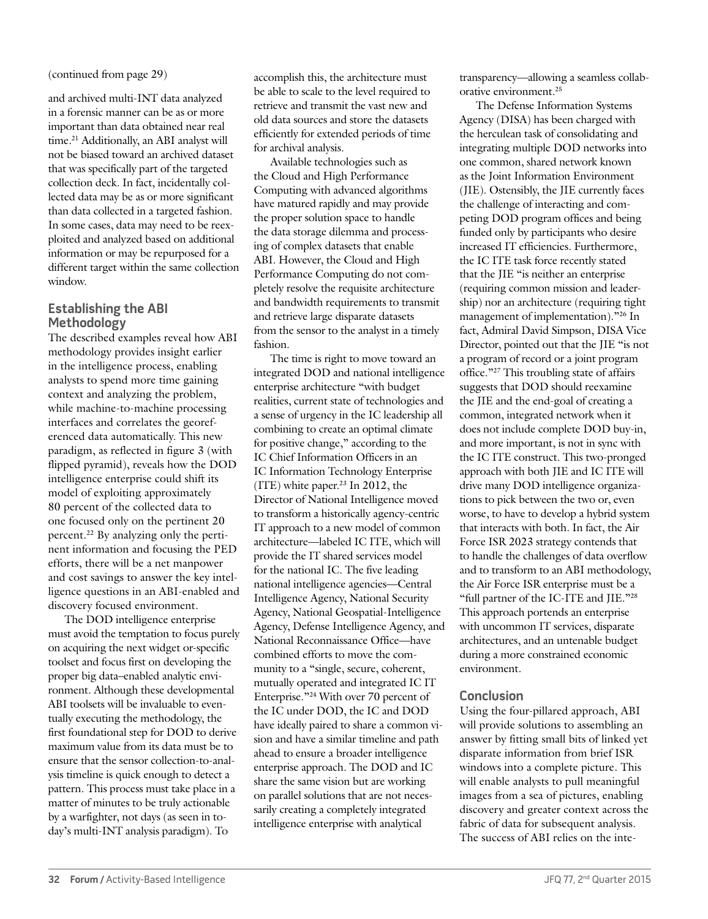(continued from page 29)

and archived multi-INT data analyzed in a forensic manner can be as or more important than data obtained near real time.[21] Additionally, an ABI analyst will not be biased toward an archived dataset that was specifically part of the targeted collection deck. In fact, incidentally collected data may be as or more significant than data collected in a targeted fashion. In some cases, data may need to be reexploited and analyzed based on additional information or may be repurposed for a different target within the same collection window.

## Establishing the ABI Methodology

The described examples reveal how ABI methodology provides insight earlier in the intelligence process, enabling analysts to spend more time gaining context and analyzing the problem, while machine-to-machine processing interfaces and correlates the georeferenced data automatically. This new paradigm, as reflected in figure 3 (with flipped pyramid), reveals how the DOD intelligence enterprise could shift its model of exploiting approximately 80 percent of the collected data to one focused only on the pertinent 20 percent.[22] By analyzing only the pertinent information and focusing the PED efforts, there will be a net manpower and cost savings to answer the key intelligence questions in an ABI-enabled and discovery focused environment.

The DOD intelligence enterprise must avoid the temptation to focus purely on acquiring the next widget or-specific toolset and focus first on developing the proper big data–enabled analytic environment. Although these developmental ABI toolsets will be invaluable to eventually executing the methodology, the first foundational step for DOD to derive maximum value from its data must be to ensure that the sensor collection-to-analysis timeline is quick enough to detect a pattern. This process must take place in a matter of minutes to be truly actionable by a warfighter, not days (as seen in today's multi-INT analysis paradigm). To accomplish this, the architecture must be able to scale to the level required to retrieve and transmit the vast new and old data sources and store the datasets efficiently for extended periods of time for archival analysis.

Available technologies such as the Cloud and High Performance Computing with advanced algorithms have matured rapidly and may provide the proper solution space to handle the data storage dilemma and processing of complex datasets that enable ABI. However, the Cloud and High Performance Computing do not completely resolve the requisite architecture and bandwidth requirements to transmit and retrieve large disparate datasets from the sensor to the analyst in a timely fashion.

The time is right to move toward an integrated DOD and national intelligence enterprise architecture "with budget realities, current state of technologies and a sense of urgency in the IC leadership all combining to create an optimal climate for positive change," according to the IC Chief Information Officers in an IC Information Technology Enterprise (ITE) white paper.[23] In 2012, the Director of National Intelligence moved to transform a historically agency-centric IT approach to a new model of common architecture—labeled IC ITE, which will provide the IT shared services model for the national IC. The five leading national intelligence agencies—Central Intelligence Agency, National Security Agency, National Geospatial-Intelligence Agency, Defense Intelligence Agency, and National Reconnaissance Office—have combined efforts to move the community to a "single, secure, coherent, mutually operated and integrated IC IT Enterprise."[24] With over 70 percent of the IC under DOD, the IC and DOD have ideally paired to share a common vision and have a similar timeline and path ahead to ensure a broader intelligence enterprise approach. The DOD and IC share the same vision but are working on parallel solutions that are not necessarily creating a completely integrated intelligence enterprise with analytical transparency—allowing a seamless collaborative environment.[25]

The Defense Information Systems Agency (DISA) has been charged with the herculean task of consolidating and integrating multiple DOD networks into one common, shared network known as the Joint Information Environment (JIE). Ostensibly, the JIE currently faces the challenge of interacting and competing DOD program offices and being funded only by participants who desire increased IT efficiencies. Furthermore, the IC ITE task force recently stated that the JIE "is neither an enterprise (requiring common mission and leadership) nor an architecture (requiring tight management of implementation)."[26] In fact, Admiral David Simpson, DISA Vice Director, pointed out that the JIE "is not a program of record or a joint program office."[27] This troubling state of affairs suggests that DOD should reexamine the JIE and the end-goal of creating a common, integrated network when it does not include complete DOD buy-in, and more important, is not in sync with the IC ITE construct. This two-pronged approach with both JIE and IC ITE will drive many DOD intelligence organizations to pick between the two or, even worse, to have to develop a hybrid system that interacts with both. In fact, the Air Force ISR 2023 strategy contends that to handle the challenges of data overflow and to transform to an ABI methodology, the Air Force ISR enterprise must be a "full partner of the IC-ITE and JIE."[28] This approach portends an enterprise with uncommon IT services, disparate architectures, and an untenable budget during a more constrained economic environment.

## Conclusion

Using the four-pillared approach, ABI will provide solutions to assembling an answer by fitting small bits of linked yet disparate information from brief ISR windows into a complete picture. This will enable analysts to pull meaningful images from a sea of pictures, enabling discovery and greater context across the fabric of data for subsequent analysis. The success of ABI relies on the inte-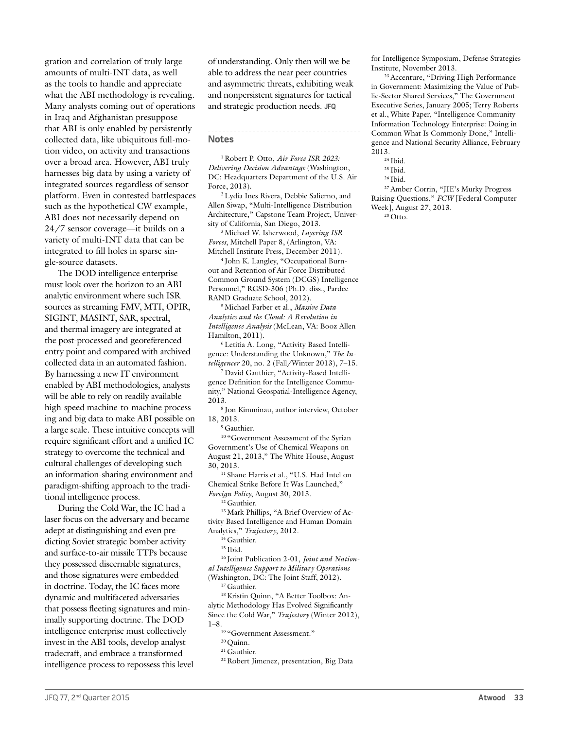gration and correlation of truly large amounts of multi-INT data, as well as the tools to handle and appreciate what the ABI methodology is revealing. Many analysts coming out of operations in Iraq and Afghanistan presuppose that ABI is only enabled by persistently collected data, like ubiquitous full-motion video, on activity and transactions over a broad area. However, ABI truly harnesses big data by using a variety of integrated sources regardless of sensor platform. Even in contested battlespaces such as the hypothetical CW example, ABI does not necessarily depend on 24/7 sensor coverage—it builds on a variety of multi-INT data that can be integrated to fill holes in sparse single-source datasets.

The DOD intelligence enterprise must look over the horizon to an ABI analytic environment where such ISR sources as streaming FMV, MTI, OPIR, SIGINT, MASINT, SAR, spectral, and thermal imagery are integrated at the post-processed and georeferenced entry point and compared with archived collected data in an automated fashion. By harnessing a new IT environment enabled by ABI methodologies, analysts will be able to rely on readily available high-speed machine-to-machine processing and big data to make ABI possible on a large scale. These intuitive concepts will require significant effort and a unified IC strategy to overcome the technical and cultural challenges of developing such an information-sharing environment and paradigm-shifting approach to the traditional intelligence process.

During the Cold War, the IC had a laser focus on the adversary and became adept at distinguishing and even predicting Soviet strategic bomber activity and surface-to-air missile TTPs because they possessed discernable signatures, and those signatures were embedded in doctrine. Today, the IC faces more dynamic and multifaceted adversaries that possess fleeting signatures and minimally supporting doctrine. The DOD intelligence enterprise must collectively invest in the ABI tools, develop analyst tradecraft, and embrace a transformed intelligence process to repossess this level of understanding. Only then will we be able to address the near peer countries and asymmetric threats, exhibiting weak and nonpersistent signatures for tactical and strategic production needs. **JFQ**

## Notes

[1] Robert P. Otto, *Air Force ISR 2023: Delivering Decision Advantage* (Washington, DC: Headquarters Department of the U.S. Air Force, 2013).

[2] Lydia Ines Rivera, Debbie Salierno, and Allen Siwap, "Multi-Intelligence Distribution Architecture," Capstone Team Project, University of California, San Diego, 2013.

[3] Michael W. Isherwood, *Layering ISR Forces*, Mitchell Paper 8, (Arlington, VA: Mitchell Institute Press, December 2011).

[4] John K. Langley, "Occupational Burnout and Retention of Air Force Distributed Common Ground System (DCGS) Intelligence Personnel," RGSD-306 (Ph.D. diss., Pardee RAND Graduate School, 2012).

[5] Michael Farber et al., *Massive Data Analytics and the Cloud: A Revolution in Intelligence Analysis* (McLean, VA: Booz Allen Hamilton, 2011).

[6] Letitia A. Long, "Activity Based Intelligence: Understanding the Unknown," *The Intelligencer* 20, no. 2 (Fall/Winter 2013), 7–15.

[7] David Gauthier, "Activity-Based Intelligence Definition for the Intelligence Community," National Geospatial-Intelligence Agency, 2013.

[8] Jon Kimminau, author interview, October 18, 2013.

[9] Gauthier.

[10] "Government Assessment of the Syrian Government's Use of Chemical Weapons on August 21, 2013," The White House, August 30, 2013.

[11] Shane Harris et al., "U.S. Had Intel on Chemical Strike Before It Was Launched," *Foreign Policy*, August 30, 2013.

[12] Gauthier.

[13] Mark Phillips, "A Brief Overview of Activity Based Intelligence and Human Domain Analytics," *Trajectory*, 2012.

[14] Gauthier.

[15] Ibid.

[16] Joint Publication 2-01, *Joint and National Intelligence Support to Military Operations* (Washington, DC: The Joint Staff, 2012).

[17] Gauthier.

[18] Kristin Quinn, "A Better Toolbox: Analytic Methodology Has Evolved Significantly Since the Cold War," *Trajectory* (Winter 2012), 1–8.

[19] "Government Assessment."

[20] Quinn.

[21] Gauthier.

[22] Robert Jimenez, presentation, Big Data for Intelligence Symposium, Defense Strategies Institute, November 2013.

[23] Accenture, "Driving High Performance in Government: Maximizing the Value of Public-Sector Shared Services," The Government Executive Series, January 2005; Terry Roberts et al., White Paper, "Intelligence Community Information Technology Enterprise: Doing in Common What Is Commonly Done," Intelligence and National Security Alliance, February 2013.

[24] Ibid.

[25] Ibid.

[26] Ibid.

[27] Amber Corrin, "JIE's Murky Progress Raising Questions," *FCW* [Federal Computer Week], August 27, 2013.

[28] Otto.